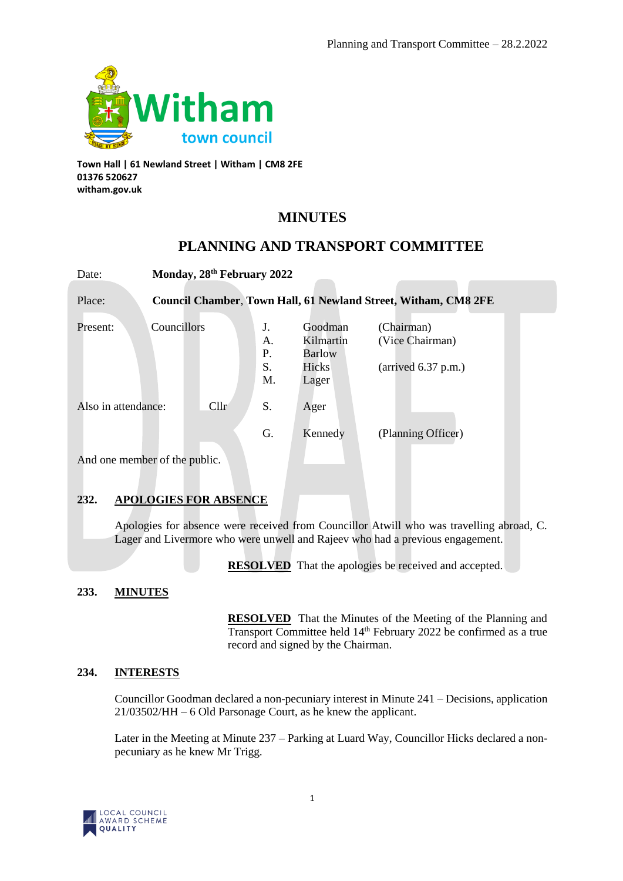Witham town council

**Town Hall | 61 Newland Street | Witham | CM8 2FE**
**01376 520627**
**witham.gov.uk**

# MINUTES

## PLANNING AND TRANSPORT COMMITTEE

| | | | | |
|---|---|---|---|---|
| Date: | **Monday, 28th February 2022** | | | |
| Place: | **Council Chamber, Town Hall, 61 Newland Street, Witham, CM8 2FE** | | | |
| Present: | Councillors | J. | Goodman | (Chairman) |
| | | A. | Kilmartin | (Vice Chairman) |
| | | P. | Barlow | |
| | | S. | Hicks | (arrived 6.37 p.m.) |
| | | M. | Lager | |
| Also in attendance: | Cllr | S. | Ager | |
| | | G. | Kennedy | (Planning Officer) |

And one member of the public.

### 232. APOLOGIES FOR ABSENCE

Apologies for absence were received from Councillor Atwill who was travelling abroad, C. Lager and Livermore who were unwell and Rajeev who had a previous engagement.

**RESOLVED** That the apologies be received and accepted.

### 233. MINUTES

**RESOLVED** That the Minutes of the Meeting of the Planning and Transport Committee held 14th February 2022 be confirmed as a true record and signed by the Chairman.

### 234. INTERESTS

Councillor Goodman declared a non-pecuniary interest in Minute 241 – Decisions, application 21/03502/HH – 6 Old Parsonage Court, as he knew the applicant.

Later in the Meeting at Minute 237 – Parking at Luard Way, Councillor Hicks declared a non-pecuniary as he knew Mr Trigg.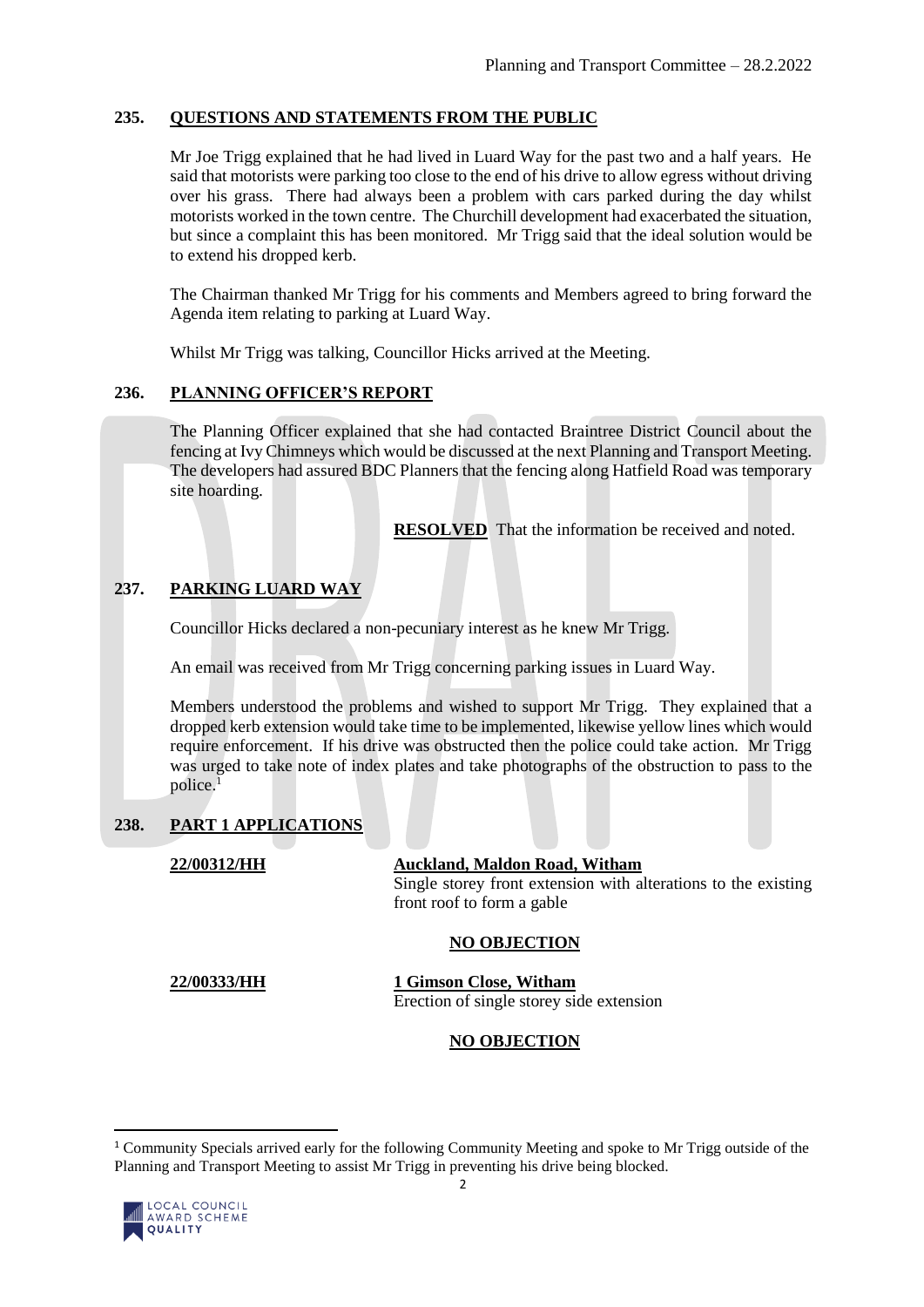## 235. QUESTIONS AND STATEMENTS FROM THE PUBLIC

Mr Joe Trigg explained that he had lived in Luard Way for the past two and a half years. He said that motorists were parking too close to the end of his drive to allow egress without driving over his grass. There had always been a problem with cars parked during the day whilst motorists worked in the town centre. The Churchill development had exacerbated the situation, but since a complaint this has been monitored. Mr Trigg said that the ideal solution would be to extend his dropped kerb.

The Chairman thanked Mr Trigg for his comments and Members agreed to bring forward the Agenda item relating to parking at Luard Way.

Whilst Mr Trigg was talking, Councillor Hicks arrived at the Meeting.

## 236. PLANNING OFFICER'S REPORT

The Planning Officer explained that she had contacted Braintree District Council about the fencing at Ivy Chimneys which would be discussed at the next Planning and Transport Meeting. The developers had assured BDC Planners that the fencing along Hatfield Road was temporary site hoarding.

**RESOLVED** That the information be received and noted.

## 237. PARKING LUARD WAY

Councillor Hicks declared a non-pecuniary interest as he knew Mr Trigg.

An email was received from Mr Trigg concerning parking issues in Luard Way.

Members understood the problems and wished to support Mr Trigg. They explained that a dropped kerb extension would take time to be implemented, likewise yellow lines which would require enforcement. If his drive was obstructed then the police could take action. Mr Trigg was urged to take note of index plates and take photographs of the obstruction to pass to the police.[1]

## 238. PART 1 APPLICATIONS

**22/00312/HH** — **Auckland, Maldon Road, Witham**
Single storey front extension with alterations to the existing front roof to form a gable

**NO OBJECTION**

**22/00333/HH** — **1 Gimson Close, Witham**
Erection of single storey side extension

**NO OBJECTION**

---

[1] Community Specials arrived early for the following Community Meeting and spoke to Mr Trigg outside of the Planning and Transport Meeting to assist Mr Trigg in preventing his drive being blocked.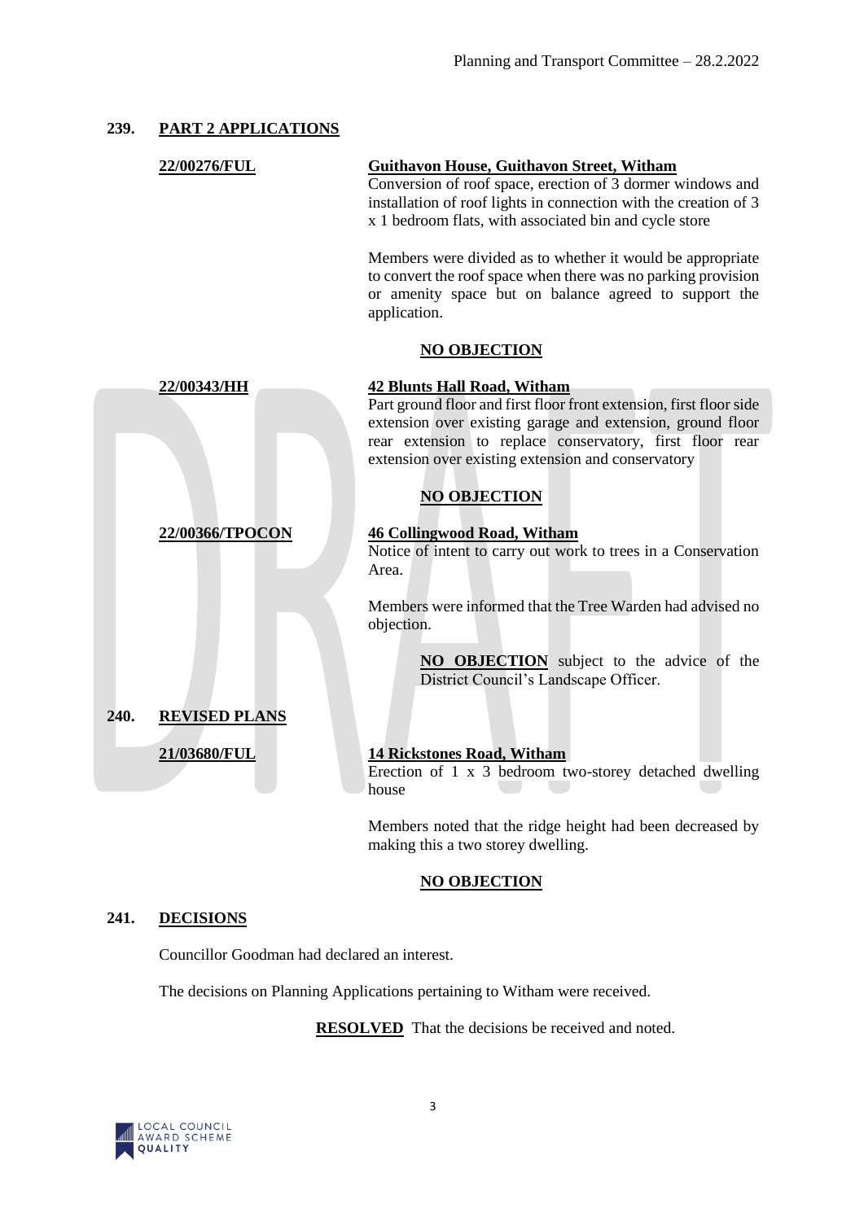## 239. PART 2 APPLICATIONS

**22/00276/FUL** — **Guithavon House, Guithavon Street, Witham**

Conversion of roof space, erection of 3 dormer windows and installation of roof lights in connection with the creation of 3 x 1 bedroom flats, with associated bin and cycle store

Members were divided as to whether it would be appropriate to convert the roof space when there was no parking provision or amenity space but on balance agreed to support the application.

**NO OBJECTION**

**22/00343/HH** — **42 Blunts Hall Road, Witham**

Part ground floor and first floor front extension, first floor side extension over existing garage and extension, ground floor rear extension to replace conservatory, first floor rear extension over existing extension and conservatory

**NO OBJECTION**

**22/00366/TPOCON** — **46 Collingwood Road, Witham**

Notice of intent to carry out work to trees in a Conservation Area.

Members were informed that the Tree Warden had advised no objection.

**NO OBJECTION** subject to the advice of the District Council's Landscape Officer.

## 240. REVISED PLANS

**21/03680/FUL** — **14 Rickstones Road, Witham**

Erection of 1 x 3 bedroom two-storey detached dwelling house

Members noted that the ridge height had been decreased by making this a two storey dwelling.

**NO OBJECTION**

## 241. DECISIONS

Councillor Goodman had declared an interest.

The decisions on Planning Applications pertaining to Witham were received.

**RESOLVED** That the decisions be received and noted.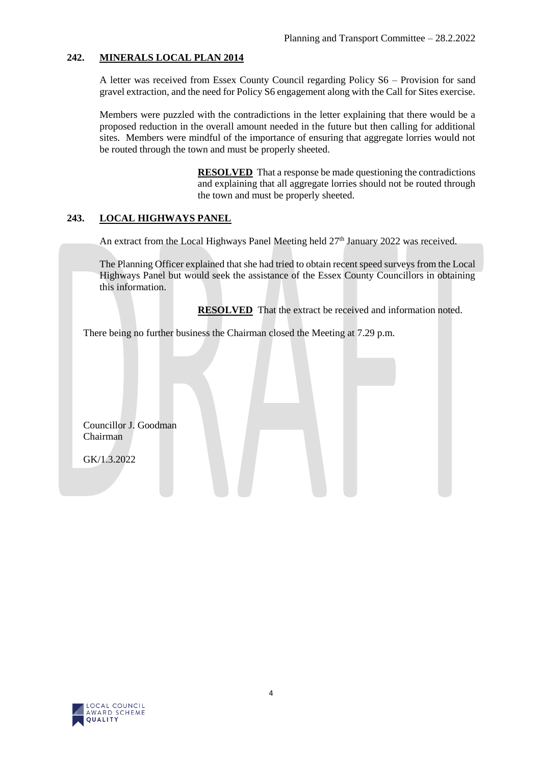## 242. MINERALS LOCAL PLAN 2014

A letter was received from Essex County Council regarding Policy S6 – Provision for sand gravel extraction, and the need for Policy S6 engagement along with the Call for Sites exercise.

Members were puzzled with the contradictions in the letter explaining that there would be a proposed reduction in the overall amount needed in the future but then calling for additional sites. Members were mindful of the importance of ensuring that aggregate lorries would not be routed through the town and must be properly sheeted.

**RESOLVED** That a response be made questioning the contradictions and explaining that all aggregate lorries should not be routed through the town and must be properly sheeted.

## 243. LOCAL HIGHWAYS PANEL

An extract from the Local Highways Panel Meeting held 27th January 2022 was received.

The Planning Officer explained that she had tried to obtain recent speed surveys from the Local Highways Panel but would seek the assistance of the Essex County Councillors in obtaining this information.

**RESOLVED** That the extract be received and information noted.

There being no further business the Chairman closed the Meeting at 7.29 p.m.

Councillor J. Goodman
Chairman

GK/1.3.2022